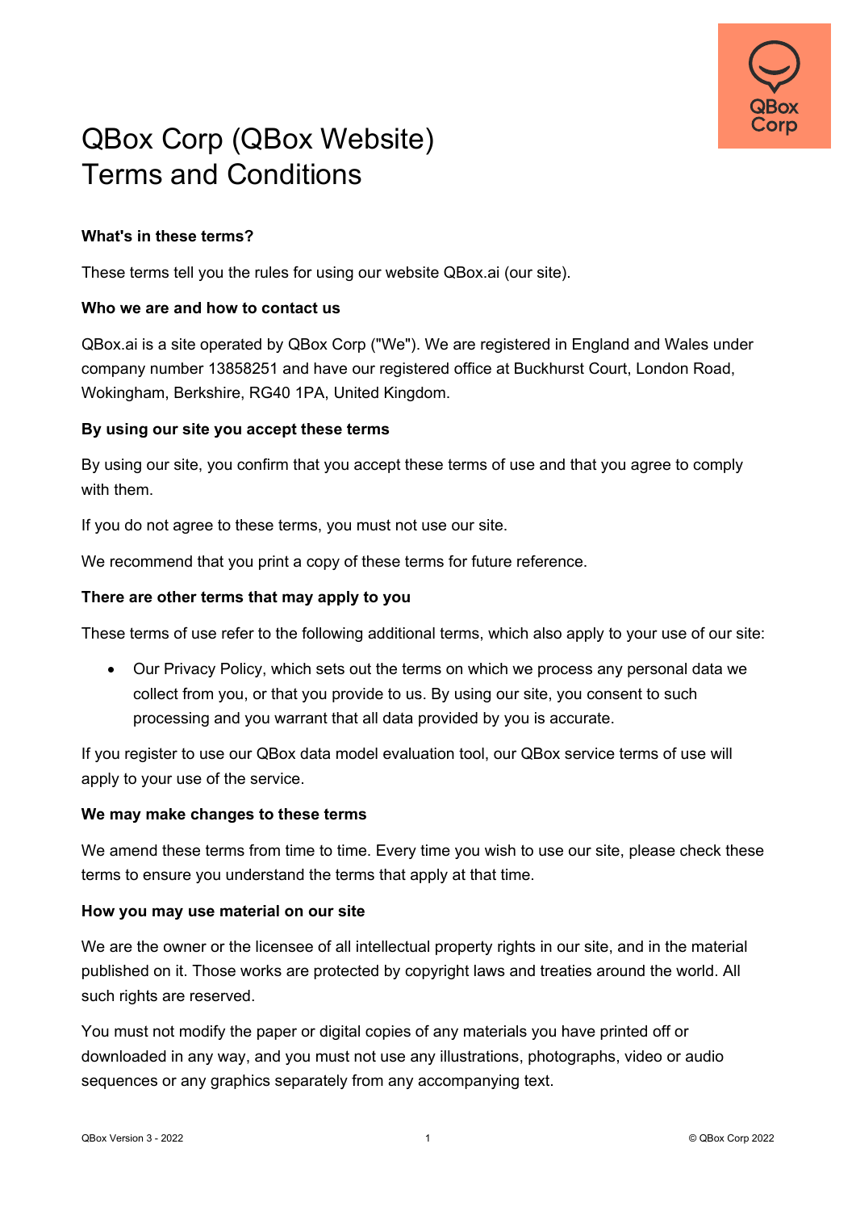# QBox Corp (QBox Website) Terms and Conditions

**What's in these terms?**

These terms tell you the rules for using our website QBox.ai (our site).

**Who we are and how to contact us**

QBox.ai is a site operated by QBox Corp ("We"). We are registered in England and Wales under company number 13858251 and have our registered office at Buckhurst Court, London Road, Wokingham, Berkshire, RG40 1PA, United Kingdom.

**By using our site you accept these terms**

By using our site, you confirm that you accept these terms of use and that you agree to comply with them.

If you do not agree to these terms, you must not use our site.

We recommend that you print a copy of these terms for future reference.

**There are other terms that may apply to you**

These terms of use refer to the following additional terms, which also apply to your use of our site:

- Our Privacy Policy, which sets out the terms on which we process any personal data we collect from you, or that you provide to us. By using our site, you consent to such processing and you warrant that all data provided by you is accurate.

If you register to use our QBox data model evaluation tool, our QBox service terms of use will apply to your use of the service.

**We may make changes to these terms**

We amend these terms from time to time. Every time you wish to use our site, please check these terms to ensure you understand the terms that apply at that time.

**How you may use material on our site**

We are the owner or the licensee of all intellectual property rights in our site, and in the material published on it. Those works are protected by copyright laws and treaties around the world. All such rights are reserved.

You must not modify the paper or digital copies of any materials you have printed off or downloaded in any way, and you must not use any illustrations, photographs, video or audio sequences or any graphics separately from any accompanying text.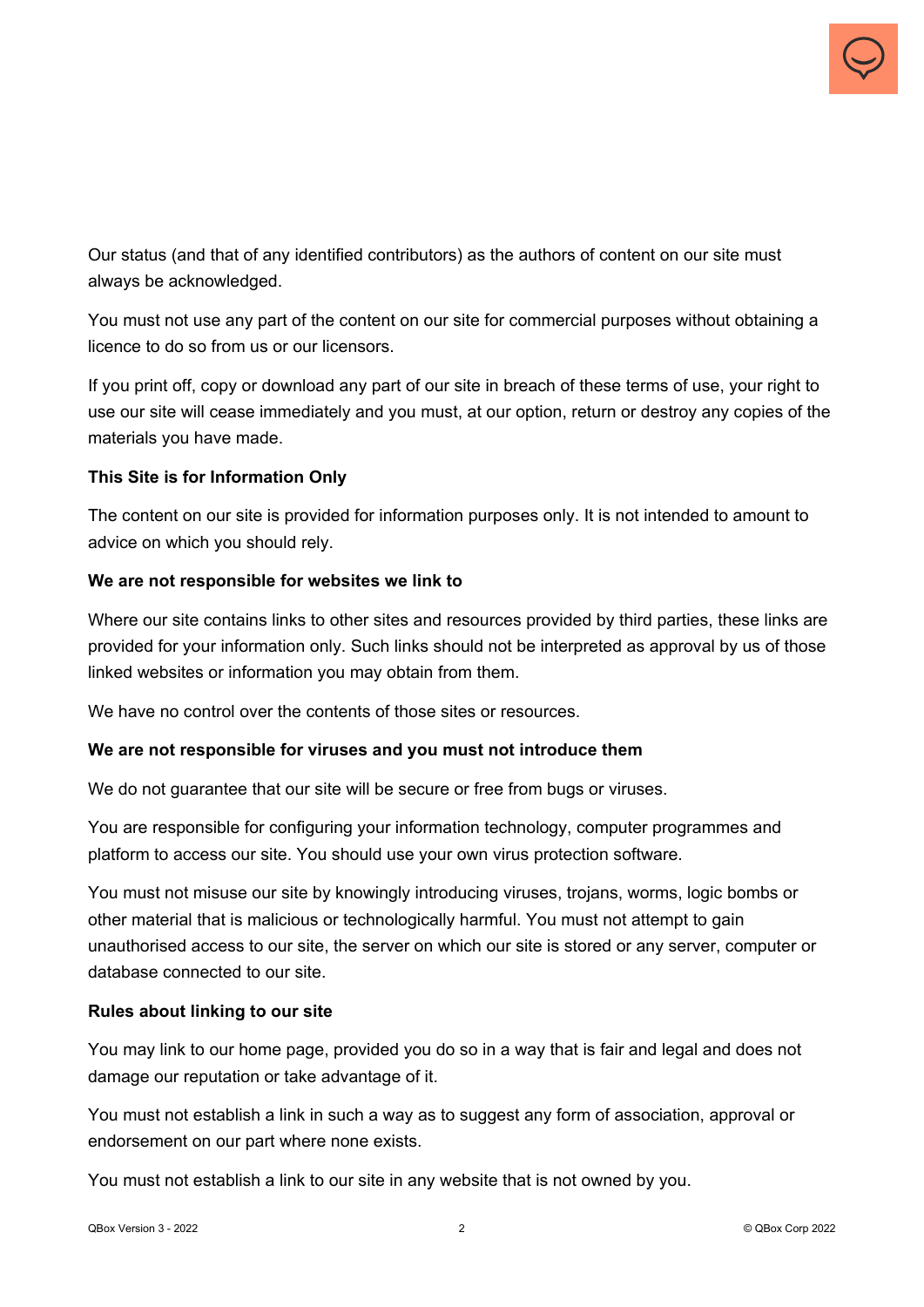Our status (and that of any identified contributors) as the authors of content on our site must always be acknowledged.

You must not use any part of the content on our site for commercial purposes without obtaining a licence to do so from us or our licensors.

If you print off, copy or download any part of our site in breach of these terms of use, your right to use our site will cease immediately and you must, at our option, return or destroy any copies of the materials you have made.

**This Site is for Information Only**

The content on our site is provided for information purposes only. It is not intended to amount to advice on which you should rely.

**We are not responsible for websites we link to**

Where our site contains links to other sites and resources provided by third parties, these links are provided for your information only. Such links should not be interpreted as approval by us of those linked websites or information you may obtain from them.

We have no control over the contents of those sites or resources.

**We are not responsible for viruses and you must not introduce them**

We do not guarantee that our site will be secure or free from bugs or viruses.

You are responsible for configuring your information technology, computer programmes and platform to access our site. You should use your own virus protection software.

You must not misuse our site by knowingly introducing viruses, trojans, worms, logic bombs or other material that is malicious or technologically harmful. You must not attempt to gain unauthorised access to our site, the server on which our site is stored or any server, computer or database connected to our site.

**Rules about linking to our site**

You may link to our home page, provided you do so in a way that is fair and legal and does not damage our reputation or take advantage of it.

You must not establish a link in such a way as to suggest any form of association, approval or endorsement on our part where none exists.

You must not establish a link to our site in any website that is not owned by you.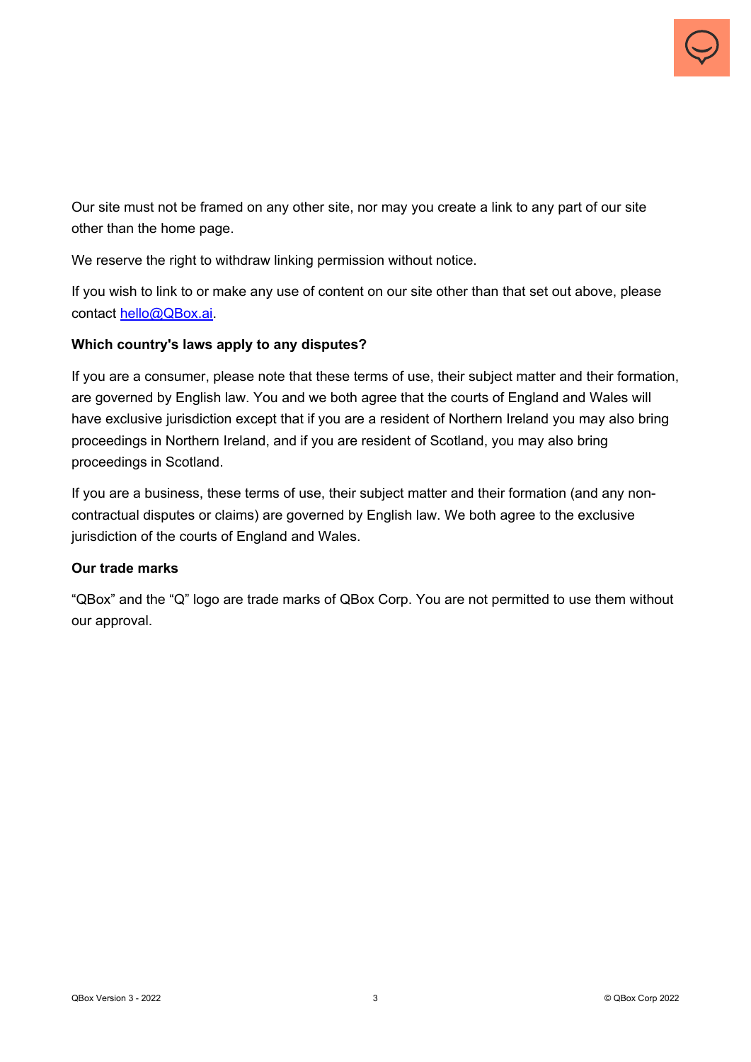Our site must not be framed on any other site, nor may you create a link to any part of our site other than the home page.

We reserve the right to withdraw linking permission without notice.

If you wish to link to or make any use of content on our site other than that set out above, please contact hello@QBox.ai.

**Which country's laws apply to any disputes?**

If you are a consumer, please note that these terms of use, their subject matter and their formation, are governed by English law. You and we both agree that the courts of England and Wales will have exclusive jurisdiction except that if you are a resident of Northern Ireland you may also bring proceedings in Northern Ireland, and if you are resident of Scotland, you may also bring proceedings in Scotland.

If you are a business, these terms of use, their subject matter and their formation (and any non-contractual disputes or claims) are governed by English law. We both agree to the exclusive jurisdiction of the courts of England and Wales.

**Our trade marks**

"QBox" and the "Q" logo are trade marks of QBox Corp. You are not permitted to use them without our approval.